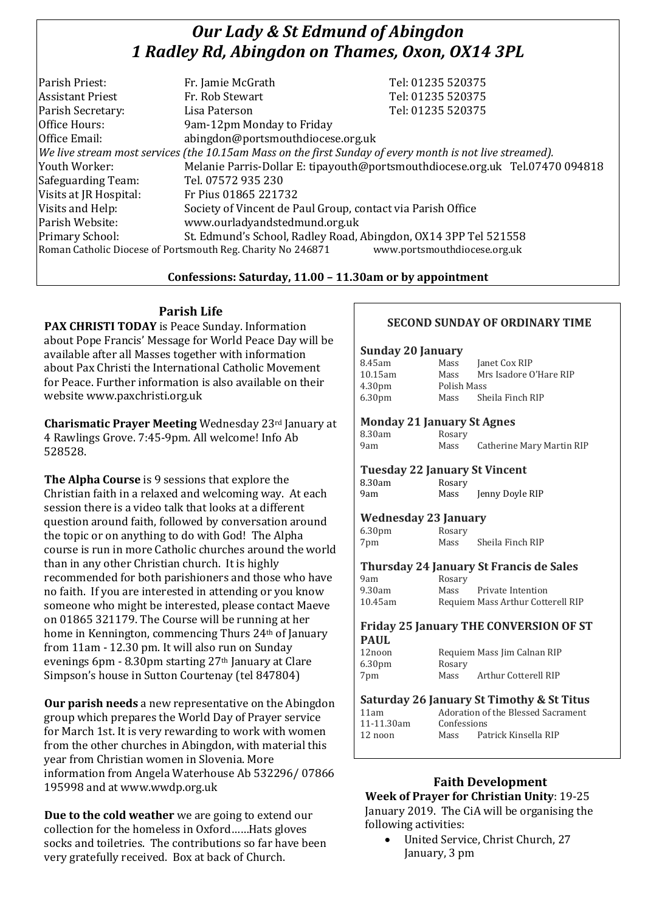# *Our Lady & St Edmund of Abingdon*
# *1 Radley Rd, Abingdon on Thames, Oxon, OX14 3PL*

| | | |
|---|---|---|
| Parish Priest: | Fr. Jamie McGrath | Tel: 01235 520375 |
| Assistant Priest | Fr. Rob Stewart | Tel: 01235 520375 |
| Parish Secretary: | Lisa Paterson | Tel: 01235 520375 |
| Office Hours: | 9am-12pm Monday to Friday | |
| Office Email: | abingdon@portsmouthdiocese.org.uk | |

*We live stream most services (the 10.15am Mass on the first Sunday of every month is not live streamed).*

| | |
|---|---|
| Youth Worker: | Melanie Parris-Dollar E: tipayouth@portsmouthdiocese.org.uk Tel.07470 094818 |
| Safeguarding Team: | Tel. 07572 935 230 |
| Visits at JR Hospital: | Fr Pius 01865 221732 |
| Visits and Help: | Society of Vincent de Paul Group, contact via Parish Office |
| Parish Website: | www.ourladyandstedmund.org.uk |
| Primary School: | St. Edmund's School, Radley Road, Abingdon, OX14 3PP Tel 521558 |

Roman Catholic Diocese of Portsmouth Reg. Charity No 246871 www.portsmouthdiocese.org.uk

**Confessions: Saturday, 11.00 – 11.30am or by appointment**

## Parish Life

**PAX CHRISTI TODAY** is Peace Sunday. Information about Pope Francis' Message for World Peace Day will be available after all Masses together with information about Pax Christi the International Catholic Movement for Peace. Further information is also available on their website www.paxchristi.org.uk

**Charismatic Prayer Meeting** Wednesday 23rd January at 4 Rawlings Grove. 7:45-9pm. All welcome! Info Ab 528528.

**The Alpha Course** is 9 sessions that explore the Christian faith in a relaxed and welcoming way. At each session there is a video talk that looks at a different question around faith, followed by conversation around the topic or on anything to do with God! The Alpha course is run in more Catholic churches around the world than in any other Christian church. It is highly recommended for both parishioners and those who have no faith. If you are interested in attending or you know someone who might be interested, please contact Maeve on 01865 321179. The Course will be running at her home in Kennington, commencing Thurs 24th of January from 11am - 12.30 pm. It will also run on Sunday evenings 6pm - 8.30pm starting 27th January at Clare Simpson's house in Sutton Courtenay (tel 847804)

**Our parish needs** a new representative on the Abingdon group which prepares the World Day of Prayer service for March 1st. It is very rewarding to work with women from the other churches in Abingdon, with material this year from Christian women in Slovenia. More information from Angela Waterhouse Ab 532296/ 07866 195998 and at www.wwdp.org.uk

**Due to the cold weather** we are going to extend our collection for the homeless in Oxford……Hats gloves socks and toiletries. The contributions so far have been very gratefully received. Box at back of Church.

### SECOND SUNDAY OF ORDINARY TIME

**Sunday 20 January**

| | | |
|---|---|---|
| 8.45am | Mass | Janet Cox RIP |
| 10.15am | Mass | Mrs Isadore O'Hare RIP |
| 4.30pm | Polish Mass | |
| 6.30pm | Mass | Sheila Finch RIP |

**Monday 21 January St Agnes**

| | | |
|---|---|---|
| 8.30am | Rosary | |
| 9am | Mass | Catherine Mary Martin RIP |

**Tuesday 22 January St Vincent**

| | | |
|---|---|---|
| 8.30am | Rosary | |
| 9am | Mass | Jenny Doyle RIP |

**Wednesday 23 January**

| | | |
|---|---|---|
| 6.30pm | Rosary | |
| 7pm | Mass | Sheila Finch RIP |

**Thursday 24 January St Francis de Sales**

| | | |
|---|---|---|
| 9am | Rosary | |
| 9.30am | Mass | Private Intention |
| 10.45am | Requiem Mass Arthur Cotterell RIP | |

**Friday 25 January THE CONVERSION OF ST PAUL**

| | | |
|---|---|---|
| 12noon | Requiem Mass Jim Calnan RIP | |
| 6.30pm | Rosary | |
| 7pm | Mass | Arthur Cotterell RIP |

**Saturday 26 January St Timothy & St Titus**

| | | |
|---|---|---|
| 11am | Adoration of the Blessed Sacrament | |
| 11-11.30am | Confessions | |
| 12 noon | Mass | Patrick Kinsella RIP |

## Faith Development

**Week of Prayer for Christian Unity**: 19-25 January 2019. The CiA will be organising the following activities:

- United Service, Christ Church, 27 January, 3 pm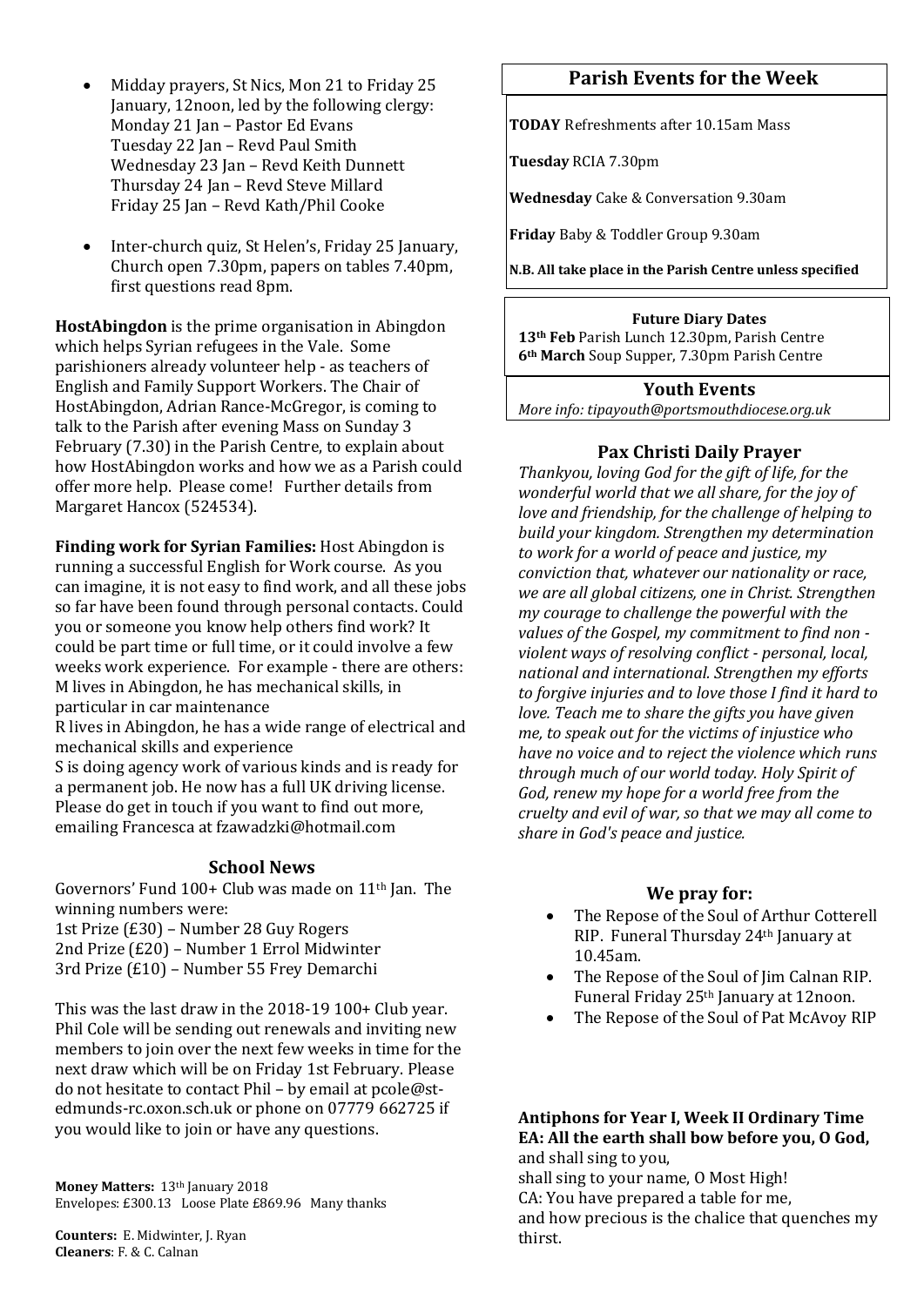- Midday prayers, St Nics, Mon 21 to Friday 25 January, 12noon, led by the following clergy:
  Monday 21 Jan – Pastor Ed Evans
  Tuesday 22 Jan – Revd Paul Smith
  Wednesday 23 Jan – Revd Keith Dunnett
  Thursday 24 Jan – Revd Steve Millard
  Friday 25 Jan – Revd Kath/Phil Cooke
- Inter-church quiz, St Helen's, Friday 25 January, Church open 7.30pm, papers on tables 7.40pm, first questions read 8pm.

**HostAbingdon** is the prime organisation in Abingdon which helps Syrian refugees in the Vale. Some parishioners already volunteer help - as teachers of English and Family Support Workers. The Chair of HostAbingdon, Adrian Rance-McGregor, is coming to talk to the Parish after evening Mass on Sunday 3 February (7.30) in the Parish Centre, to explain about how HostAbingdon works and how we as a Parish could offer more help. Please come! Further details from Margaret Hancox (524534).

**Finding work for Syrian Families:** Host Abingdon is running a successful English for Work course. As you can imagine, it is not easy to find work, and all these jobs so far have been found through personal contacts. Could you or someone you know help others find work? It could be part time or full time, or it could involve a few weeks work experience. For example - there are others:
M lives in Abingdon, he has mechanical skills, in particular in car maintenance
R lives in Abingdon, he has a wide range of electrical and mechanical skills and experience
S is doing agency work of various kinds and is ready for a permanent job. He now has a full UK driving license. Please do get in touch if you want to find out more, emailing Francesca at fzawadzki@hotmail.com

## School News

Governors' Fund 100+ Club was made on 11th Jan. The winning numbers were:
1st Prize (£30) – Number 28 Guy Rogers
2nd Prize (£20) – Number 1 Errol Midwinter
3rd Prize (£10) – Number 55 Frey Demarchi

This was the last draw in the 2018-19 100+ Club year. Phil Cole will be sending out renewals and inviting new members to join over the next few weeks in time for the next draw which will be on Friday 1st February. Please do not hesitate to contact Phil – by email at pcole@st-edmunds-rc.oxon.sch.uk or phone on 07779 662725 if you would like to join or have any questions.

**Money Matters:** 13th January 2018
Envelopes: £300.13 Loose Plate £869.96 Many thanks

**Counters:** E. Midwinter, J. Ryan
**Cleaners**: F. & C. Calnan

## Parish Events for the Week

**TODAY** Refreshments after 10.15am Mass

**Tuesday** RCIA 7.30pm

**Wednesday** Cake & Conversation 9.30am

**Friday** Baby & Toddler Group 9.30am

**N.B. All take place in the Parish Centre unless specified**

**Future Diary Dates**
**13th Feb** Parish Lunch 12.30pm, Parish Centre
**6th March** Soup Supper, 7.30pm Parish Centre

### Youth Events

*More info: tipayouth@portsmouthdiocese.org.uk*

### Pax Christi Daily Prayer

*Thankyou, loving God for the gift of life, for the wonderful world that we all share, for the joy of love and friendship, for the challenge of helping to build your kingdom. Strengthen my determination to work for a world of peace and justice, my conviction that, whatever our nationality or race, we are all global citizens, one in Christ. Strengthen my courage to challenge the powerful with the values of the Gospel, my commitment to find non - violent ways of resolving conflict - personal, local, national and international. Strengthen my efforts to forgive injuries and to love those I find it hard to love. Teach me to share the gifts you have given me, to speak out for the victims of injustice who have no voice and to reject the violence which runs through much of our world today. Holy Spirit of God, renew my hope for a world free from the cruelty and evil of war, so that we may all come to share in God's peace and justice.*

### We pray for:

- The Repose of the Soul of Arthur Cotterell RIP. Funeral Thursday 24th January at 10.45am.
- The Repose of the Soul of Jim Calnan RIP. Funeral Friday 25th January at 12noon.
- The Repose of the Soul of Pat McAvoy RIP

**Antiphons for Year I, Week II Ordinary Time**
**EA: All the earth shall bow before you, O God,** and shall sing to you,
shall sing to your name, O Most High!
CA: You have prepared a table for me,
and how precious is the chalice that quenches my thirst.